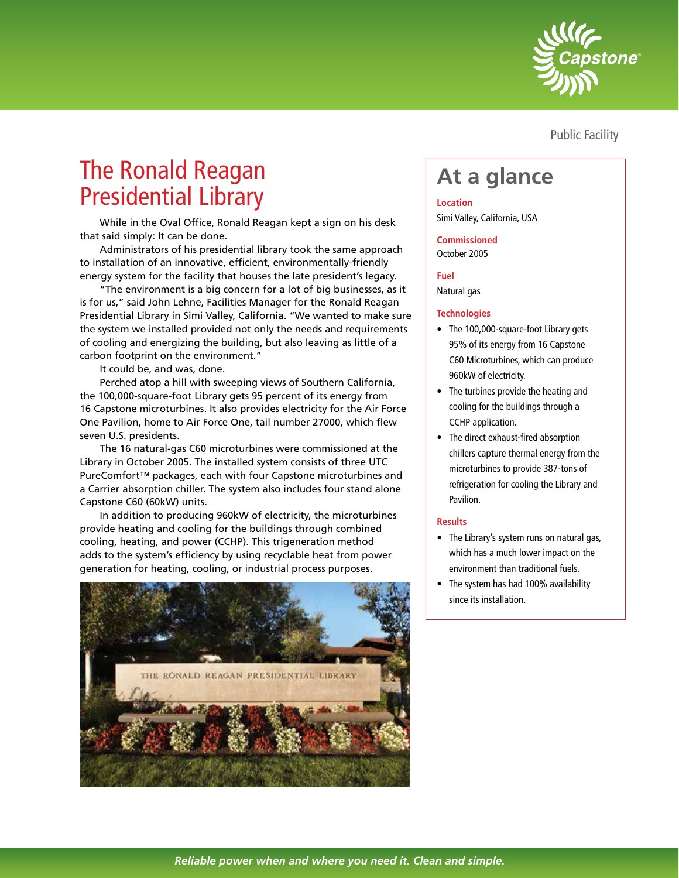Public Facility

# The Ronald Reagan Presidential Library

While in the Oval Office, Ronald Reagan kept a sign on his desk that said simply: It can be done.

Administrators of his presidential library took the same approach to installation of an innovative, efficient, environmentally-friendly energy system for the facility that houses the late president's legacy.

"The environment is a big concern for a lot of big businesses, as it is for us," said John Lehne, Facilities Manager for the Ronald Reagan Presidential Library in Simi Valley, California. "We wanted to make sure the system we installed provided not only the needs and requirements of cooling and energizing the building, but also leaving as little of a carbon footprint on the environment."

It could be, and was, done.

Perched atop a hill with sweeping views of Southern California, the 100,000-square-foot Library gets 95 percent of its energy from 16 Capstone microturbines. It also provides electricity for the Air Force One Pavilion, home to Air Force One, tail number 27000, which flew seven U.S. presidents.

The 16 natural-gas C60 microturbines were commissioned at the Library in October 2005. The installed system consists of three UTC PureComfort™ packages, each with four Capstone microturbines and a Carrier absorption chiller. The system also includes four stand alone Capstone C60 (60kW) units.

In addition to producing 960kW of electricity, the microturbines provide heating and cooling for the buildings through combined cooling, heating, and power (CCHP). This trigeneration method adds to the system's efficiency by using recyclable heat from power generation for heating, cooling, or industrial process purposes.

## At a glance

**Location**
Simi Valley, California, USA

**Commissioned**
October 2005

**Fuel**
Natural gas

**Technologies**

- The 100,000-square-foot Library gets 95% of its energy from 16 Capstone C60 Microturbines, which can produce 960kW of electricity.
- The turbines provide the heating and cooling for the buildings through a CCHP application.
- The direct exhaust-fired absorption chillers capture thermal energy from the microturbines to provide 387-tons of refrigeration for cooling the Library and Pavilion.

**Results**

- The Library's system runs on natural gas, which has a much lower impact on the environment than traditional fuels.
- The system has had 100% availability since its installation.

*Reliable power when and where you need it. Clean and simple.*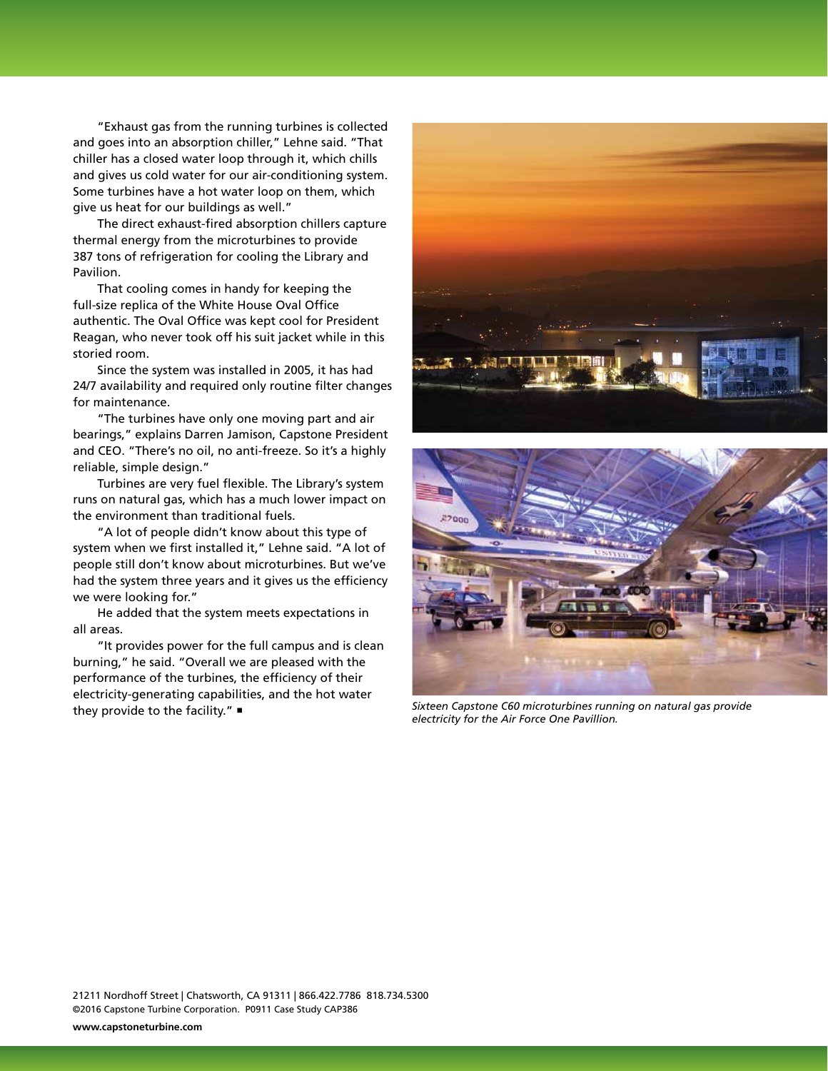"Exhaust gas from the running turbines is collected and goes into an absorption chiller," Lehne said. "That chiller has a closed water loop through it, which chills and gives us cold water for our air-conditioning system. Some turbines have a hot water loop on them, which give us heat for our buildings as well."

The direct exhaust-fired absorption chillers capture thermal energy from the microturbines to provide 387 tons of refrigeration for cooling the Library and Pavilion.

That cooling comes in handy for keeping the full-size replica of the White House Oval Office authentic. The Oval Office was kept cool for President Reagan, who never took off his suit jacket while in this storied room.

Since the system was installed in 2005, it has had 24/7 availability and required only routine filter changes for maintenance.

"The turbines have only one moving part and air bearings," explains Darren Jamison, Capstone President and CEO. "There's no oil, no anti-freeze. So it's a highly reliable, simple design."

Turbines are very fuel flexible. The Library's system runs on natural gas, which has a much lower impact on the environment than traditional fuels.

"A lot of people didn't know about this type of system when we first installed it," Lehne said. "A lot of people still don't know about microturbines. But we've had the system three years and it gives us the efficiency we were looking for."

He added that the system meets expectations in all areas.

"It provides power for the full campus and is clean burning," he said. "Overall we are pleased with the performance of the turbines, the efficiency of their electricity-generating capabilities, and the hot water they provide to the facility." ■

*Sixteen Capstone C60 microturbines running on natural gas provide electricity for the Air Force One Pavillion.*

21211 Nordhoff Street | Chatsworth, CA 91311 | 866.422.7786 818.734.5300
©2016 Capstone Turbine Corporation. P0911 Case Study CAP386

**www.capstoneturbine.com**